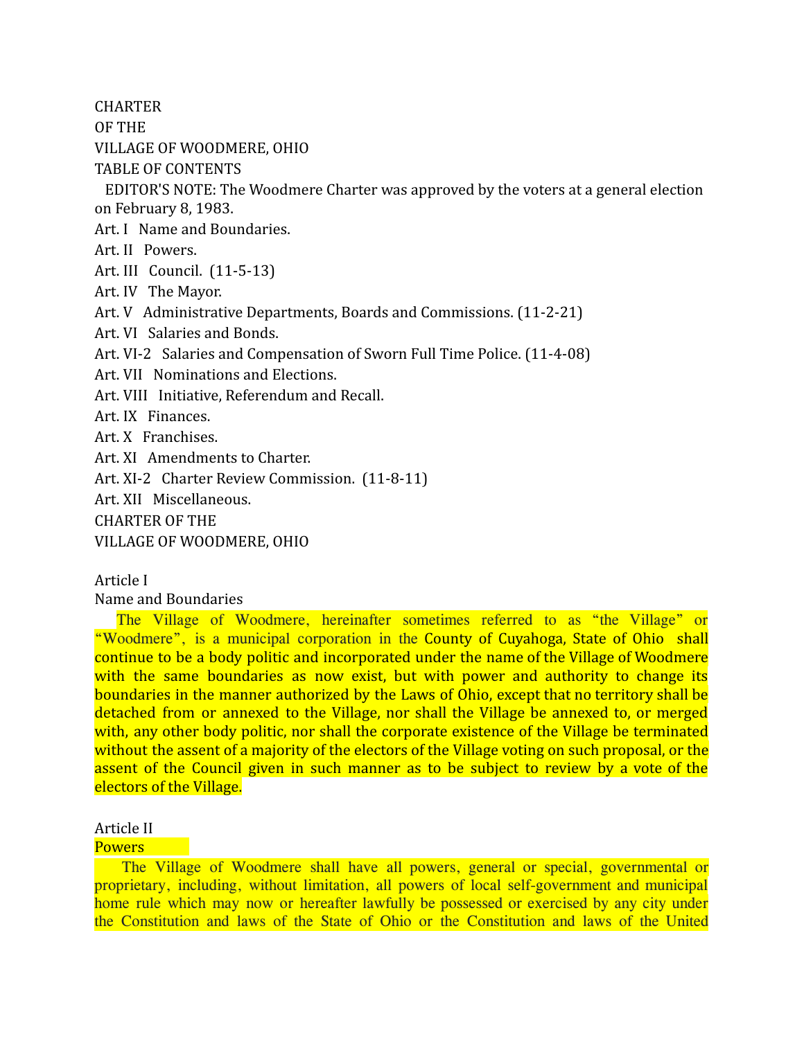# CHARTER
# OF THE
# VILLAGE OF WOODMERE, OHIO

TABLE OF CONTENTS

EDITOR'S NOTE: The Woodmere Charter was approved by the voters at a general election on February 8, 1983.

Art. I Name and Boundaries.
Art. II Powers.
Art. III Council. (11-5-13)
Art. IV The Mayor.
Art. V Administrative Departments, Boards and Commissions. (11-2-21)
Art. VI Salaries and Bonds.
Art. VI-2 Salaries and Compensation of Sworn Full Time Police. (11-4-08)
Art. VII Nominations and Elections.
Art. VIII Initiative, Referendum and Recall.
Art. IX Finances.
Art. X Franchises.
Art. XI Amendments to Charter.
Art. XI-2 Charter Review Commission. (11-8-11)
Art. XII Miscellaneous.

# CHARTER OF THE VILLAGE OF WOODMERE, OHIO

## Article I
## Name and Boundaries

The Village of Woodmere, hereinafter sometimes referred to as "the Village" or "Woodmere", is a municipal corporation in the County of Cuyahoga, State of Ohio shall continue to be a body politic and incorporated under the name of the Village of Woodmere with the same boundaries as now exist, but with power and authority to change its boundaries in the manner authorized by the Laws of Ohio, except that no territory shall be detached from or annexed to the Village, nor shall the Village be annexed to, or merged with, any other body politic, nor shall the corporate existence of the Village be terminated without the assent of a majority of the electors of the Village voting on such proposal, or the assent of the Council given in such manner as to be subject to review by a vote of the electors of the Village.

## Article II
## Powers

The Village of Woodmere shall have all powers, general or special, governmental or proprietary, including, without limitation, all powers of local self-government and municipal home rule which may now or hereafter lawfully be possessed or exercised by any city under the Constitution and laws of the State of Ohio or the Constitution and laws of the United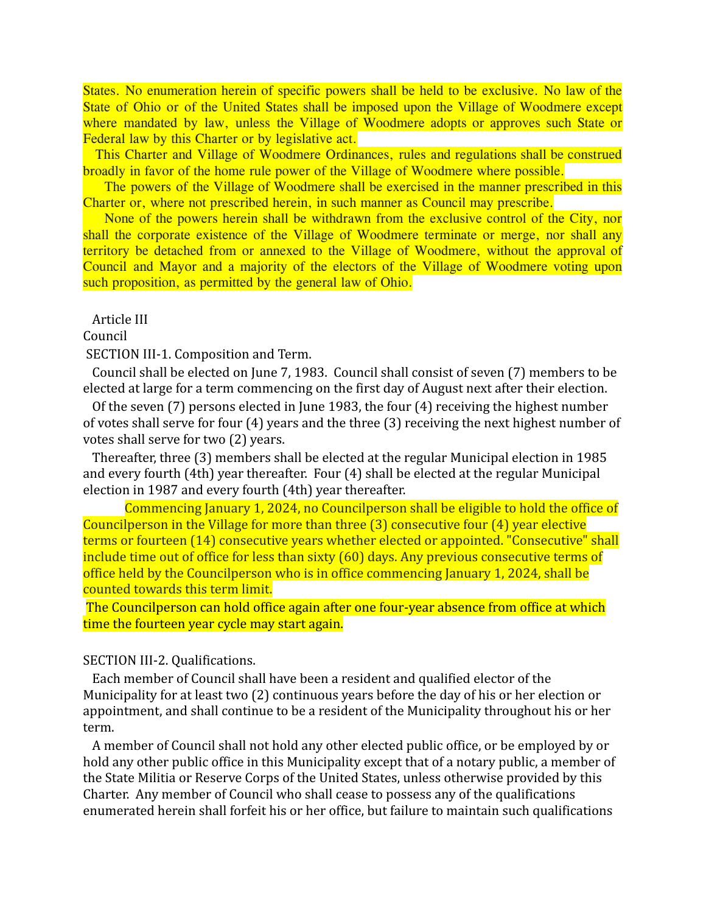States. No enumeration herein of specific powers shall be held to be exclusive. No law of the State of Ohio or of the United States shall be imposed upon the Village of Woodmere except where mandated by law, unless the Village of Woodmere adopts or approves such State or Federal law by this Charter or by legislative act.

This Charter and Village of Woodmere Ordinances, rules and regulations shall be construed broadly in favor of the home rule power of the Village of Woodmere where possible.

The powers of the Village of Woodmere shall be exercised in the manner prescribed in this Charter or, where not prescribed herein, in such manner as Council may prescribe.

None of the powers herein shall be withdrawn from the exclusive control of the City, nor shall the corporate existence of the Village of Woodmere terminate or merge, nor shall any territory be detached from or annexed to the Village of Woodmere, without the approval of Council and Mayor and a majority of the electors of the Village of Woodmere voting upon such proposition, as permitted by the general law of Ohio.

## Article III

## Council

### SECTION III-1. Composition and Term.

Council shall be elected on June 7, 1983. Council shall consist of seven (7) members to be elected at large for a term commencing on the first day of August next after their election.

Of the seven (7) persons elected in June 1983, the four (4) receiving the highest number of votes shall serve for four (4) years and the three (3) receiving the next highest number of votes shall serve for two (2) years.

Thereafter, three (3) members shall be elected at the regular Municipal election in 1985 and every fourth (4th) year thereafter. Four (4) shall be elected at the regular Municipal election in 1987 and every fourth (4th) year thereafter.

Commencing January 1, 2024, no Councilperson shall be eligible to hold the office of Councilperson in the Village for more than three (3) consecutive four (4) year elective terms or fourteen (14) consecutive years whether elected or appointed. "Consecutive" shall include time out of office for less than sixty (60) days. Any previous consecutive terms of office held by the Councilperson who is in office commencing January 1, 2024, shall be counted towards this term limit.

The Councilperson can hold office again after one four-year absence from office at which time the fourteen year cycle may start again.

### SECTION III-2. Qualifications.

Each member of Council shall have been a resident and qualified elector of the Municipality for at least two (2) continuous years before the day of his or her election or appointment, and shall continue to be a resident of the Municipality throughout his or her term.

A member of Council shall not hold any other elected public office, or be employed by or hold any other public office in this Municipality except that of a notary public, a member of the State Militia or Reserve Corps of the United States, unless otherwise provided by this Charter. Any member of Council who shall cease to possess any of the qualifications enumerated herein shall forfeit his or her office, but failure to maintain such qualifications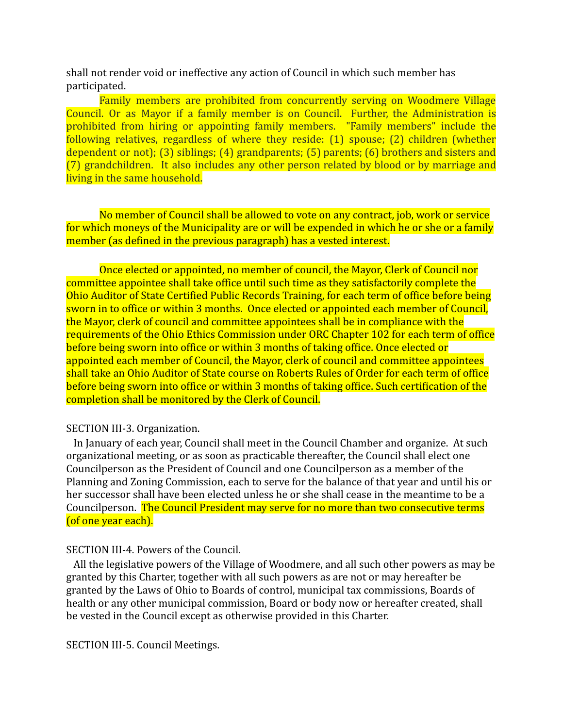shall not render void or ineffective any action of Council in which such member has participated.

Family members are prohibited from concurrently serving on Woodmere Village Council. Or as Mayor if a family member is on Council. Further, the Administration is prohibited from hiring or appointing family members. "Family members" include the following relatives, regardless of where they reside: (1) spouse; (2) children (whether dependent or not); (3) siblings; (4) grandparents; (5) parents; (6) brothers and sisters and (7) grandchildren. It also includes any other person related by blood or by marriage and living in the same household.

No member of Council shall be allowed to vote on any contract, job, work or service for which moneys of the Municipality are or will be expended in which he or she or a family member (as defined in the previous paragraph) has a vested interest.

Once elected or appointed, no member of council, the Mayor, Clerk of Council nor committee appointee shall take office until such time as they satisfactorily complete the Ohio Auditor of State Certified Public Records Training, for each term of office before being sworn in to office or within 3 months. Once elected or appointed each member of Council, the Mayor, clerk of council and committee appointees shall be in compliance with the requirements of the Ohio Ethics Commission under ORC Chapter 102 for each term of office before being sworn into office or within 3 months of taking office. Once elected or appointed each member of Council, the Mayor, clerk of council and committee appointees shall take an Ohio Auditor of State course on Roberts Rules of Order for each term of office before being sworn into office or within 3 months of taking office. Such certification of the completion shall be monitored by the Clerk of Council.

SECTION III-3. Organization.

In January of each year, Council shall meet in the Council Chamber and organize. At such organizational meeting, or as soon as practicable thereafter, the Council shall elect one Councilperson as the President of Council and one Councilperson as a member of the Planning and Zoning Commission, each to serve for the balance of that year and until his or her successor shall have been elected unless he or she shall cease in the meantime to be a Councilperson. The Council President may serve for no more than two consecutive terms (of one year each).

SECTION III-4. Powers of the Council.

All the legislative powers of the Village of Woodmere, and all such other powers as may be granted by this Charter, together with all such powers as are not or may hereafter be granted by the Laws of Ohio to Boards of control, municipal tax commissions, Boards of health or any other municipal commission, Board or body now or hereafter created, shall be vested in the Council except as otherwise provided in this Charter.

SECTION III-5. Council Meetings.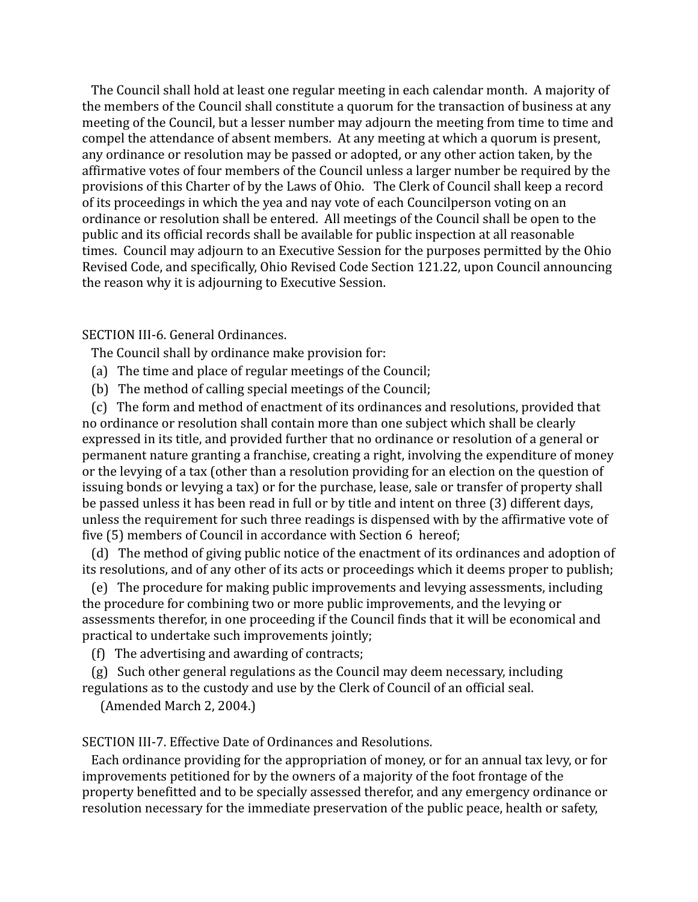The Council shall hold at least one regular meeting in each calendar month. A majority of the members of the Council shall constitute a quorum for the transaction of business at any meeting of the Council, but a lesser number may adjourn the meeting from time to time and compel the attendance of absent members. At any meeting at which a quorum is present, any ordinance or resolution may be passed or adopted, or any other action taken, by the affirmative votes of four members of the Council unless a larger number be required by the provisions of this Charter of by the Laws of Ohio. The Clerk of Council shall keep a record of its proceedings in which the yea and nay vote of each Councilperson voting on an ordinance or resolution shall be entered. All meetings of the Council shall be open to the public and its official records shall be available for public inspection at all reasonable times. Council may adjourn to an Executive Session for the purposes permitted by the Ohio Revised Code, and specifically, Ohio Revised Code Section 121.22, upon Council announcing the reason why it is adjourning to Executive Session.

SECTION III-6. General Ordinances.

The Council shall by ordinance make provision for:

(a) The time and place of regular meetings of the Council;

(b) The method of calling special meetings of the Council;

(c) The form and method of enactment of its ordinances and resolutions, provided that no ordinance or resolution shall contain more than one subject which shall be clearly expressed in its title, and provided further that no ordinance or resolution of a general or permanent nature granting a franchise, creating a right, involving the expenditure of money or the levying of a tax (other than a resolution providing for an election on the question of issuing bonds or levying a tax) or for the purchase, lease, sale or transfer of property shall be passed unless it has been read in full or by title and intent on three (3) different days, unless the requirement for such three readings is dispensed with by the affirmative vote of five (5) members of Council in accordance with Section 6 hereof;

(d) The method of giving public notice of the enactment of its ordinances and adoption of its resolutions, and of any other of its acts or proceedings which it deems proper to publish;

(e) The procedure for making public improvements and levying assessments, including the procedure for combining two or more public improvements, and the levying or assessments therefor, in one proceeding if the Council finds that it will be economical and practical to undertake such improvements jointly;

(f) The advertising and awarding of contracts;

(g) Such other general regulations as the Council may deem necessary, including regulations as to the custody and use by the Clerk of Council of an official seal.

(Amended March 2, 2004.)

SECTION III-7. Effective Date of Ordinances and Resolutions.

Each ordinance providing for the appropriation of money, or for an annual tax levy, or for improvements petitioned for by the owners of a majority of the foot frontage of the property benefitted and to be specially assessed therefor, and any emergency ordinance or resolution necessary for the immediate preservation of the public peace, health or safety,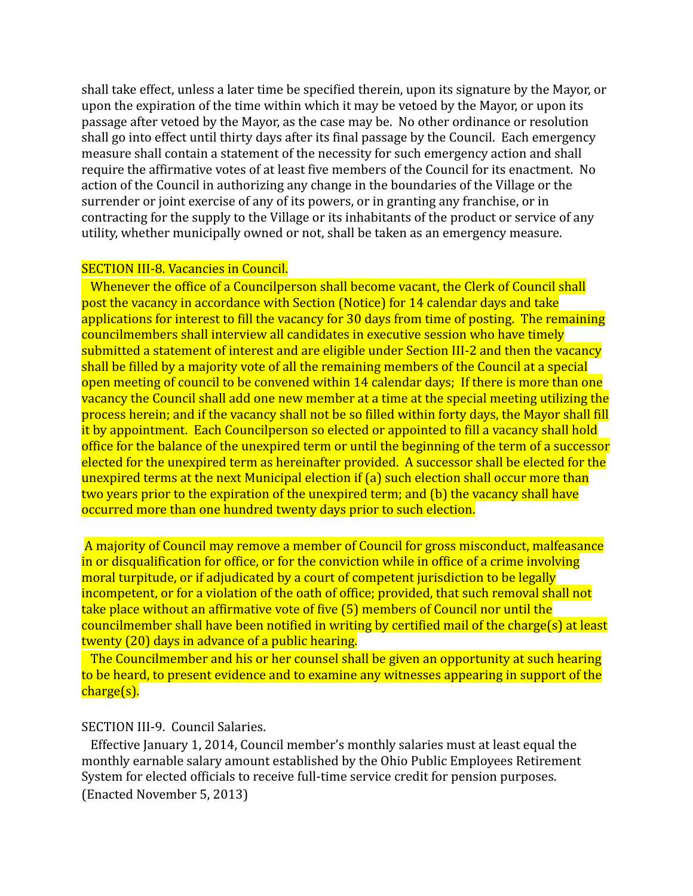shall take effect, unless a later time be specified therein, upon its signature by the Mayor, or upon the expiration of the time within which it may be vetoed by the Mayor, or upon its passage after vetoed by the Mayor, as the case may be. No other ordinance or resolution shall go into effect until thirty days after its final passage by the Council. Each emergency measure shall contain a statement of the necessity for such emergency action and shall require the affirmative votes of at least five members of the Council for its enactment. No action of the Council in authorizing any change in the boundaries of the Village or the surrender or joint exercise of any of its powers, or in granting any franchise, or in contracting for the supply to the Village or its inhabitants of the product or service of any utility, whether municipally owned or not, shall be taken as an emergency measure.

SECTION III-8. Vacancies in Council.

Whenever the office of a Councilperson shall become vacant, the Clerk of Council shall post the vacancy in accordance with Section (Notice) for 14 calendar days and take applications for interest to fill the vacancy for 30 days from time of posting. The remaining councilmembers shall interview all candidates in executive session who have timely submitted a statement of interest and are eligible under Section III-2 and then the vacancy shall be filled by a majority vote of all the remaining members of the Council at a special open meeting of council to be convened within 14 calendar days; If there is more than one vacancy the Council shall add one new member at a time at the special meeting utilizing the process herein; and if the vacancy shall not be so filled within forty days, the Mayor shall fill it by appointment. Each Councilperson so elected or appointed to fill a vacancy shall hold office for the balance of the unexpired term or until the beginning of the term of a successor elected for the unexpired term as hereinafter provided. A successor shall be elected for the unexpired terms at the next Municipal election if (a) such election shall occur more than two years prior to the expiration of the unexpired term; and (b) the vacancy shall have occurred more than one hundred twenty days prior to such election.

A majority of Council may remove a member of Council for gross misconduct, malfeasance in or disqualification for office, or for the conviction while in office of a crime involving moral turpitude, or if adjudicated by a court of competent jurisdiction to be legally incompetent, or for a violation of the oath of office; provided, that such removal shall not take place without an affirmative vote of five (5) members of Council nor until the councilmember shall have been notified in writing by certified mail of the charge(s) at least twenty (20) days in advance of a public hearing.

The Councilmember and his or her counsel shall be given an opportunity at such hearing to be heard, to present evidence and to examine any witnesses appearing in support of the charge(s).

SECTION III-9. Council Salaries.

Effective January 1, 2014, Council member's monthly salaries must at least equal the monthly earnable salary amount established by the Ohio Public Employees Retirement System for elected officials to receive full-time service credit for pension purposes. (Enacted November 5, 2013)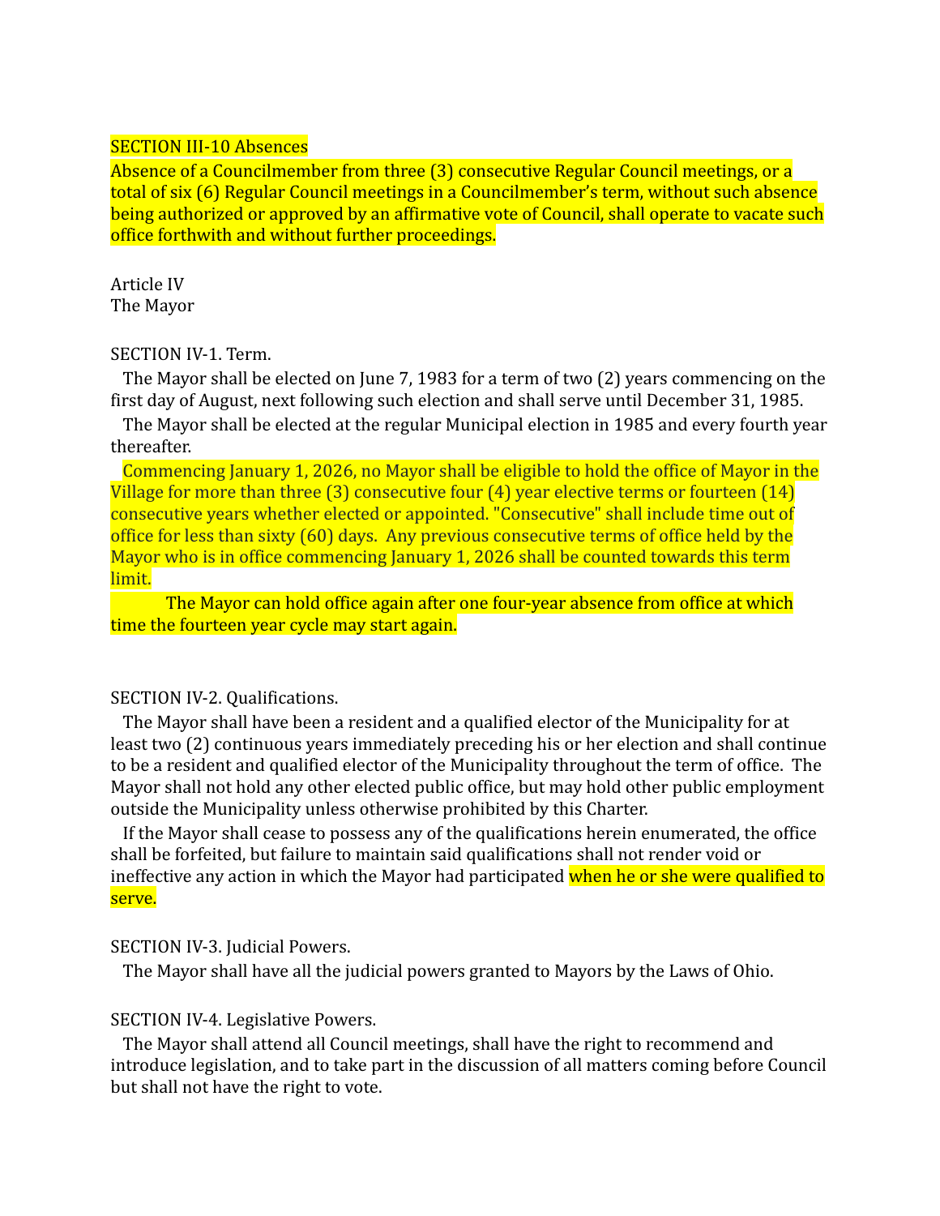SECTION III-10 Absences

Absence of a Councilmember from three (3) consecutive Regular Council meetings, or a total of six (6) Regular Council meetings in a Councilmember's term, without such absence being authorized or approved by an affirmative vote of Council, shall operate to vacate such office forthwith and without further proceedings.

## Article IV
## The Mayor

SECTION IV-1. Term.

The Mayor shall be elected on June 7, 1983 for a term of two (2) years commencing on the first day of August, next following such election and shall serve until December 31, 1985.

The Mayor shall be elected at the regular Municipal election in 1985 and every fourth year thereafter.

Commencing January 1, 2026, no Mayor shall be eligible to hold the office of Mayor in the Village for more than three (3) consecutive four (4) year elective terms or fourteen (14) consecutive years whether elected or appointed. "Consecutive" shall include time out of office for less than sixty (60) days. Any previous consecutive terms of office held by the Mayor who is in office commencing January 1, 2026 shall be counted towards this term limit.

The Mayor can hold office again after one four-year absence from office at which time the fourteen year cycle may start again.

SECTION IV-2. Qualifications.

The Mayor shall have been a resident and a qualified elector of the Municipality for at least two (2) continuous years immediately preceding his or her election and shall continue to be a resident and qualified elector of the Municipality throughout the term of office. The Mayor shall not hold any other elected public office, but may hold other public employment outside the Municipality unless otherwise prohibited by this Charter.

If the Mayor shall cease to possess any of the qualifications herein enumerated, the office shall be forfeited, but failure to maintain said qualifications shall not render void or ineffective any action in which the Mayor had participated when he or she were qualified to serve.

SECTION IV-3. Judicial Powers.

The Mayor shall have all the judicial powers granted to Mayors by the Laws of Ohio.

SECTION IV-4. Legislative Powers.

The Mayor shall attend all Council meetings, shall have the right to recommend and introduce legislation, and to take part in the discussion of all matters coming before Council but shall not have the right to vote.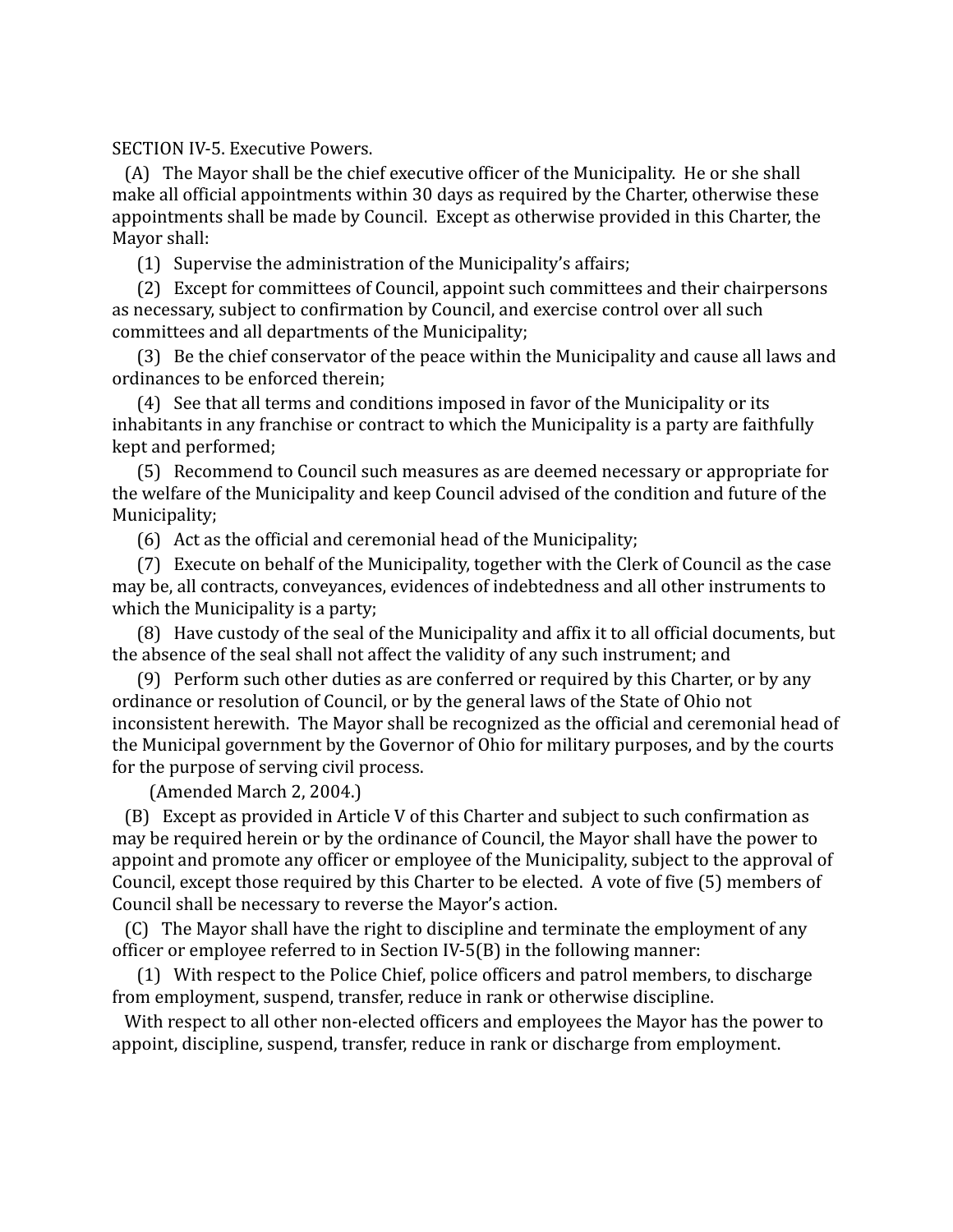SECTION IV-5. Executive Powers.

(A) The Mayor shall be the chief executive officer of the Municipality. He or she shall make all official appointments within 30 days as required by the Charter, otherwise these appointments shall be made by Council. Except as otherwise provided in this Charter, the Mayor shall:

(1) Supervise the administration of the Municipality's affairs;

(2) Except for committees of Council, appoint such committees and their chairpersons as necessary, subject to confirmation by Council, and exercise control over all such committees and all departments of the Municipality;

(3) Be the chief conservator of the peace within the Municipality and cause all laws and ordinances to be enforced therein;

(4) See that all terms and conditions imposed in favor of the Municipality or its inhabitants in any franchise or contract to which the Municipality is a party are faithfully kept and performed;

(5) Recommend to Council such measures as are deemed necessary or appropriate for the welfare of the Municipality and keep Council advised of the condition and future of the Municipality;

(6) Act as the official and ceremonial head of the Municipality;

(7) Execute on behalf of the Municipality, together with the Clerk of Council as the case may be, all contracts, conveyances, evidences of indebtedness and all other instruments to which the Municipality is a party;

(8) Have custody of the seal of the Municipality and affix it to all official documents, but the absence of the seal shall not affect the validity of any such instrument; and

(9) Perform such other duties as are conferred or required by this Charter, or by any ordinance or resolution of Council, or by the general laws of the State of Ohio not inconsistent herewith. The Mayor shall be recognized as the official and ceremonial head of the Municipal government by the Governor of Ohio for military purposes, and by the courts for the purpose of serving civil process.

(Amended March 2, 2004.)

(B) Except as provided in Article V of this Charter and subject to such confirmation as may be required herein or by the ordinance of Council, the Mayor shall have the power to appoint and promote any officer or employee of the Municipality, subject to the approval of Council, except those required by this Charter to be elected. A vote of five (5) members of Council shall be necessary to reverse the Mayor's action.

(C) The Mayor shall have the right to discipline and terminate the employment of any officer or employee referred to in Section IV-5(B) in the following manner:

(1) With respect to the Police Chief, police officers and patrol members, to discharge from employment, suspend, transfer, reduce in rank or otherwise discipline.

With respect to all other non-elected officers and employees the Mayor has the power to appoint, discipline, suspend, transfer, reduce in rank or discharge from employment.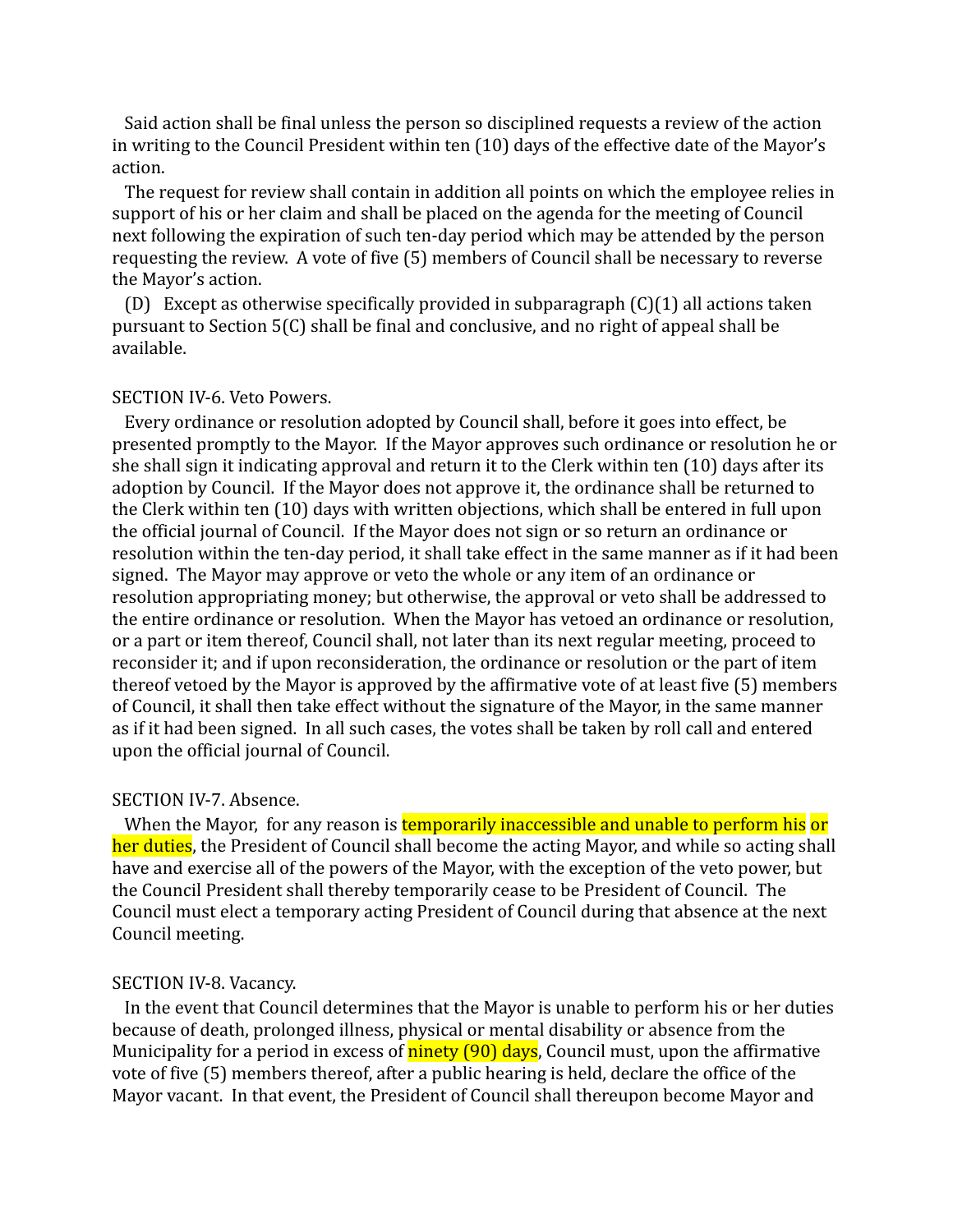Said action shall be final unless the person so disciplined requests a review of the action in writing to the Council President within ten (10) days of the effective date of the Mayor's action.

The request for review shall contain in addition all points on which the employee relies in support of his or her claim and shall be placed on the agenda for the meeting of Council next following the expiration of such ten-day period which may be attended by the person requesting the review. A vote of five (5) members of Council shall be necessary to reverse the Mayor's action.

(D) Except as otherwise specifically provided in subparagraph (C)(1) all actions taken pursuant to Section 5(C) shall be final and conclusive, and no right of appeal shall be available.

SECTION IV-6. Veto Powers.

Every ordinance or resolution adopted by Council shall, before it goes into effect, be presented promptly to the Mayor. If the Mayor approves such ordinance or resolution he or she shall sign it indicating approval and return it to the Clerk within ten (10) days after its adoption by Council. If the Mayor does not approve it, the ordinance shall be returned to the Clerk within ten (10) days with written objections, which shall be entered in full upon the official journal of Council. If the Mayor does not sign or so return an ordinance or resolution within the ten-day period, it shall take effect in the same manner as if it had been signed. The Mayor may approve or veto the whole or any item of an ordinance or resolution appropriating money; but otherwise, the approval or veto shall be addressed to the entire ordinance or resolution. When the Mayor has vetoed an ordinance or resolution, or a part or item thereof, Council shall, not later than its next regular meeting, proceed to reconsider it; and if upon reconsideration, the ordinance or resolution or the part of item thereof vetoed by the Mayor is approved by the affirmative vote of at least five (5) members of Council, it shall then take effect without the signature of the Mayor, in the same manner as if it had been signed. In all such cases, the votes shall be taken by roll call and entered upon the official journal of Council.

SECTION IV-7. Absence.

When the Mayor, for any reason is temporarily inaccessible and unable to perform his or her duties, the President of Council shall become the acting Mayor, and while so acting shall have and exercise all of the powers of the Mayor, with the exception of the veto power, but the Council President shall thereby temporarily cease to be President of Council. The Council must elect a temporary acting President of Council during that absence at the next Council meeting.

SECTION IV-8. Vacancy.

In the event that Council determines that the Mayor is unable to perform his or her duties because of death, prolonged illness, physical or mental disability or absence from the Municipality for a period in excess of ninety (90) days, Council must, upon the affirmative vote of five (5) members thereof, after a public hearing is held, declare the office of the Mayor vacant. In that event, the President of Council shall thereupon become Mayor and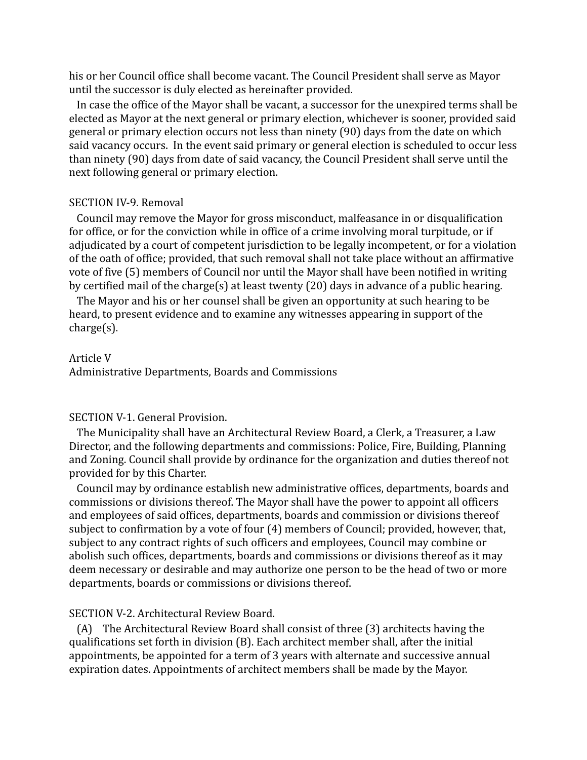his or her Council office shall become vacant. The Council President shall serve as Mayor until the successor is duly elected as hereinafter provided.

In case the office of the Mayor shall be vacant, a successor for the unexpired terms shall be elected as Mayor at the next general or primary election, whichever is sooner, provided said general or primary election occurs not less than ninety (90) days from the date on which said vacancy occurs. In the event said primary or general election is scheduled to occur less than ninety (90) days from date of said vacancy, the Council President shall serve until the next following general or primary election.

SECTION IV-9. Removal

Council may remove the Mayor for gross misconduct, malfeasance in or disqualification for office, or for the conviction while in office of a crime involving moral turpitude, or if adjudicated by a court of competent jurisdiction to be legally incompetent, or for a violation of the oath of office; provided, that such removal shall not take place without an affirmative vote of five (5) members of Council nor until the Mayor shall have been notified in writing by certified mail of the charge(s) at least twenty (20) days in advance of a public hearing.

The Mayor and his or her counsel shall be given an opportunity at such hearing to be heard, to present evidence and to examine any witnesses appearing in support of the charge(s).

Article V
Administrative Departments, Boards and Commissions

SECTION V-1. General Provision.

The Municipality shall have an Architectural Review Board, a Clerk, a Treasurer, a Law Director, and the following departments and commissions: Police, Fire, Building, Planning and Zoning. Council shall provide by ordinance for the organization and duties thereof not provided for by this Charter.

Council may by ordinance establish new administrative offices, departments, boards and commissions or divisions thereof. The Mayor shall have the power to appoint all officers and employees of said offices, departments, boards and commission or divisions thereof subject to confirmation by a vote of four (4) members of Council; provided, however, that, subject to any contract rights of such officers and employees, Council may combine or abolish such offices, departments, boards and commissions or divisions thereof as it may deem necessary or desirable and may authorize one person to be the head of two or more departments, boards or commissions or divisions thereof.

SECTION V-2. Architectural Review Board.

(A) The Architectural Review Board shall consist of three (3) architects having the qualifications set forth in division (B). Each architect member shall, after the initial appointments, be appointed for a term of 3 years with alternate and successive annual expiration dates. Appointments of architect members shall be made by the Mayor.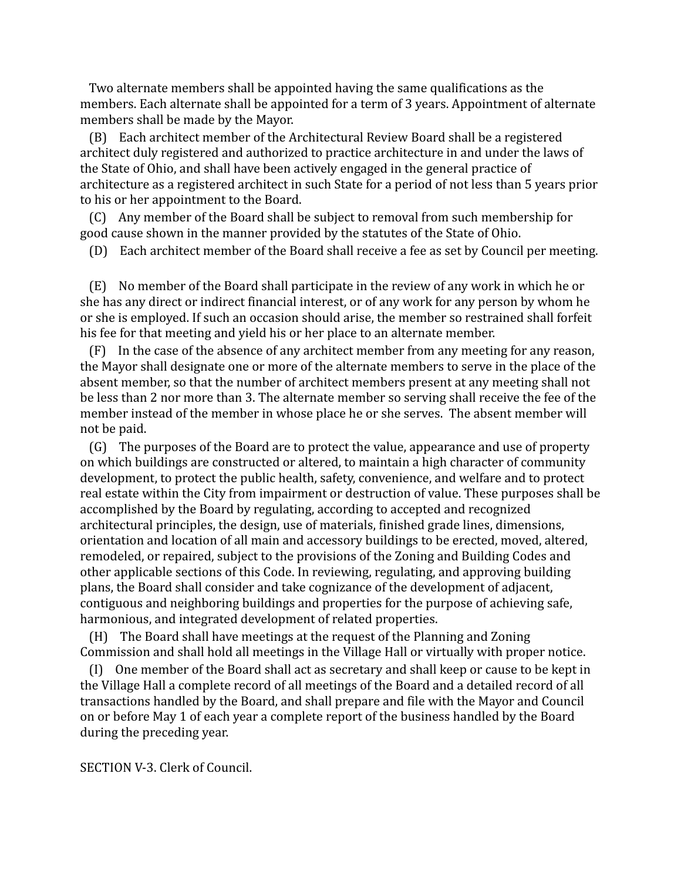Two alternate members shall be appointed having the same qualifications as the members. Each alternate shall be appointed for a term of 3 years. Appointment of alternate members shall be made by the Mayor.

(B) Each architect member of the Architectural Review Board shall be a registered architect duly registered and authorized to practice architecture in and under the laws of the State of Ohio, and shall have been actively engaged in the general practice of architecture as a registered architect in such State for a period of not less than 5 years prior to his or her appointment to the Board.

(C) Any member of the Board shall be subject to removal from such membership for good cause shown in the manner provided by the statutes of the State of Ohio.

(D) Each architect member of the Board shall receive a fee as set by Council per meeting.

(E) No member of the Board shall participate in the review of any work in which he or she has any direct or indirect financial interest, or of any work for any person by whom he or she is employed. If such an occasion should arise, the member so restrained shall forfeit his fee for that meeting and yield his or her place to an alternate member.

(F) In the case of the absence of any architect member from any meeting for any reason, the Mayor shall designate one or more of the alternate members to serve in the place of the absent member, so that the number of architect members present at any meeting shall not be less than 2 nor more than 3. The alternate member so serving shall receive the fee of the member instead of the member in whose place he or she serves. The absent member will not be paid.

(G) The purposes of the Board are to protect the value, appearance and use of property on which buildings are constructed or altered, to maintain a high character of community development, to protect the public health, safety, convenience, and welfare and to protect real estate within the City from impairment or destruction of value. These purposes shall be accomplished by the Board by regulating, according to accepted and recognized architectural principles, the design, use of materials, finished grade lines, dimensions, orientation and location of all main and accessory buildings to be erected, moved, altered, remodeled, or repaired, subject to the provisions of the Zoning and Building Codes and other applicable sections of this Code. In reviewing, regulating, and approving building plans, the Board shall consider and take cognizance of the development of adjacent, contiguous and neighboring buildings and properties for the purpose of achieving safe, harmonious, and integrated development of related properties.

(H) The Board shall have meetings at the request of the Planning and Zoning Commission and shall hold all meetings in the Village Hall or virtually with proper notice.

(I) One member of the Board shall act as secretary and shall keep or cause to be kept in the Village Hall a complete record of all meetings of the Board and a detailed record of all transactions handled by the Board, and shall prepare and file with the Mayor and Council on or before May 1 of each year a complete report of the business handled by the Board during the preceding year.

SECTION V-3. Clerk of Council.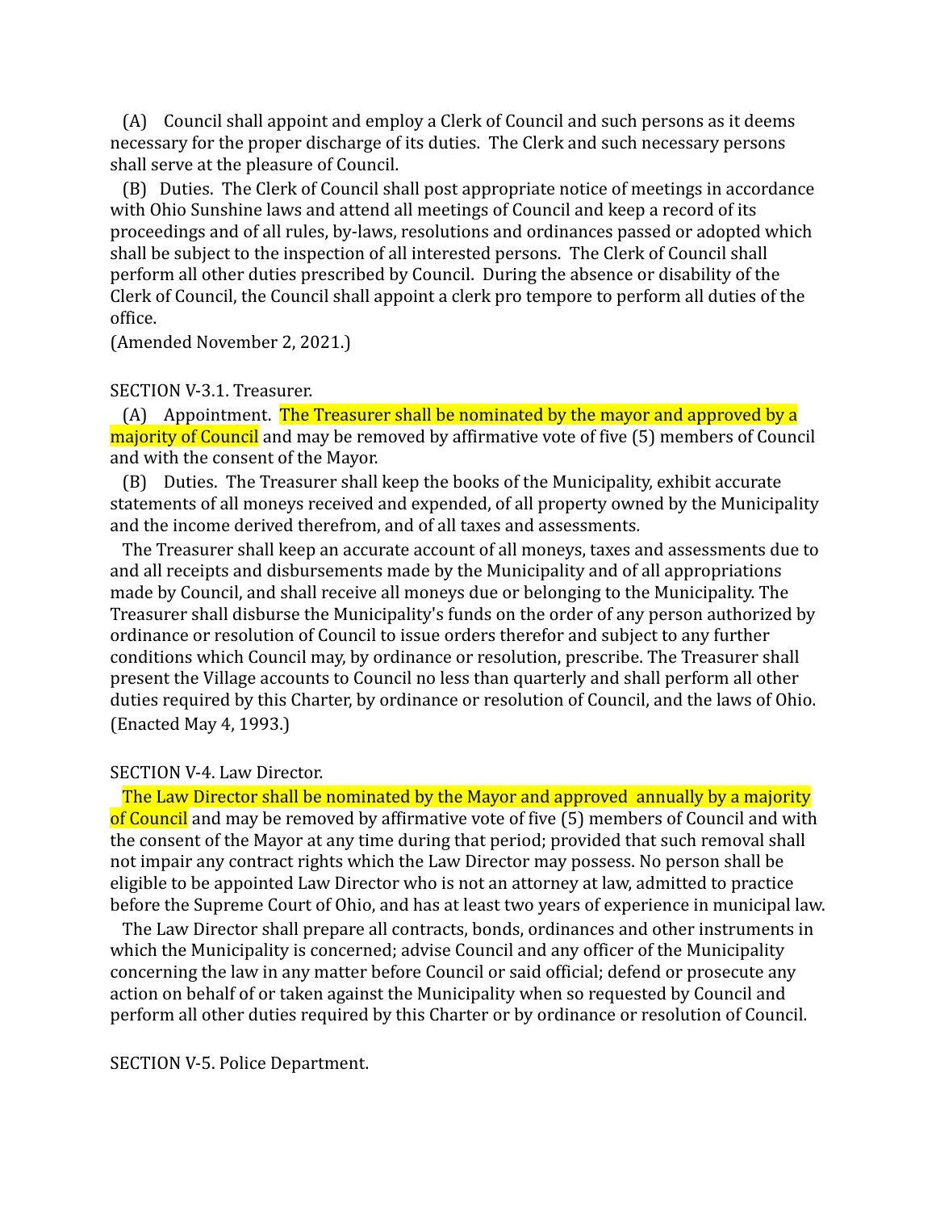(A) Council shall appoint and employ a Clerk of Council and such persons as it deems necessary for the proper discharge of its duties. The Clerk and such necessary persons shall serve at the pleasure of Council.

(B) Duties. The Clerk of Council shall post appropriate notice of meetings in accordance with Ohio Sunshine laws and attend all meetings of Council and keep a record of its proceedings and of all rules, by-laws, resolutions and ordinances passed or adopted which shall be subject to the inspection of all interested persons. The Clerk of Council shall perform all other duties prescribed by Council. During the absence or disability of the Clerk of Council, the Council shall appoint a clerk pro tempore to perform all duties of the office.

(Amended November 2, 2021.)

SECTION V-3.1. Treasurer.

(A) Appointment. The Treasurer shall be nominated by the mayor and approved by a majority of Council and may be removed by affirmative vote of five (5) members of Council and with the consent of the Mayor.

(B) Duties. The Treasurer shall keep the books of the Municipality, exhibit accurate statements of all moneys received and expended, of all property owned by the Municipality and the income derived therefrom, and of all taxes and assessments.

The Treasurer shall keep an accurate account of all moneys, taxes and assessments due to and all receipts and disbursements made by the Municipality and of all appropriations made by Council, and shall receive all moneys due or belonging to the Municipality. The Treasurer shall disburse the Municipality's funds on the order of any person authorized by ordinance or resolution of Council to issue orders therefor and subject to any further conditions which Council may, by ordinance or resolution, prescribe. The Treasurer shall present the Village accounts to Council no less than quarterly and shall perform all other duties required by this Charter, by ordinance or resolution of Council, and the laws of Ohio.

(Enacted May 4, 1993.)

SECTION V-4. Law Director.

The Law Director shall be nominated by the Mayor and approved annually by a majority of Council and may be removed by affirmative vote of five (5) members of Council and with the consent of the Mayor at any time during that period; provided that such removal shall not impair any contract rights which the Law Director may possess. No person shall be eligible to be appointed Law Director who is not an attorney at law, admitted to practice before the Supreme Court of Ohio, and has at least two years of experience in municipal law.

The Law Director shall prepare all contracts, bonds, ordinances and other instruments in which the Municipality is concerned; advise Council and any officer of the Municipality concerning the law in any matter before Council or said official; defend or prosecute any action on behalf of or taken against the Municipality when so requested by Council and perform all other duties required by this Charter or by ordinance or resolution of Council.

SECTION V-5. Police Department.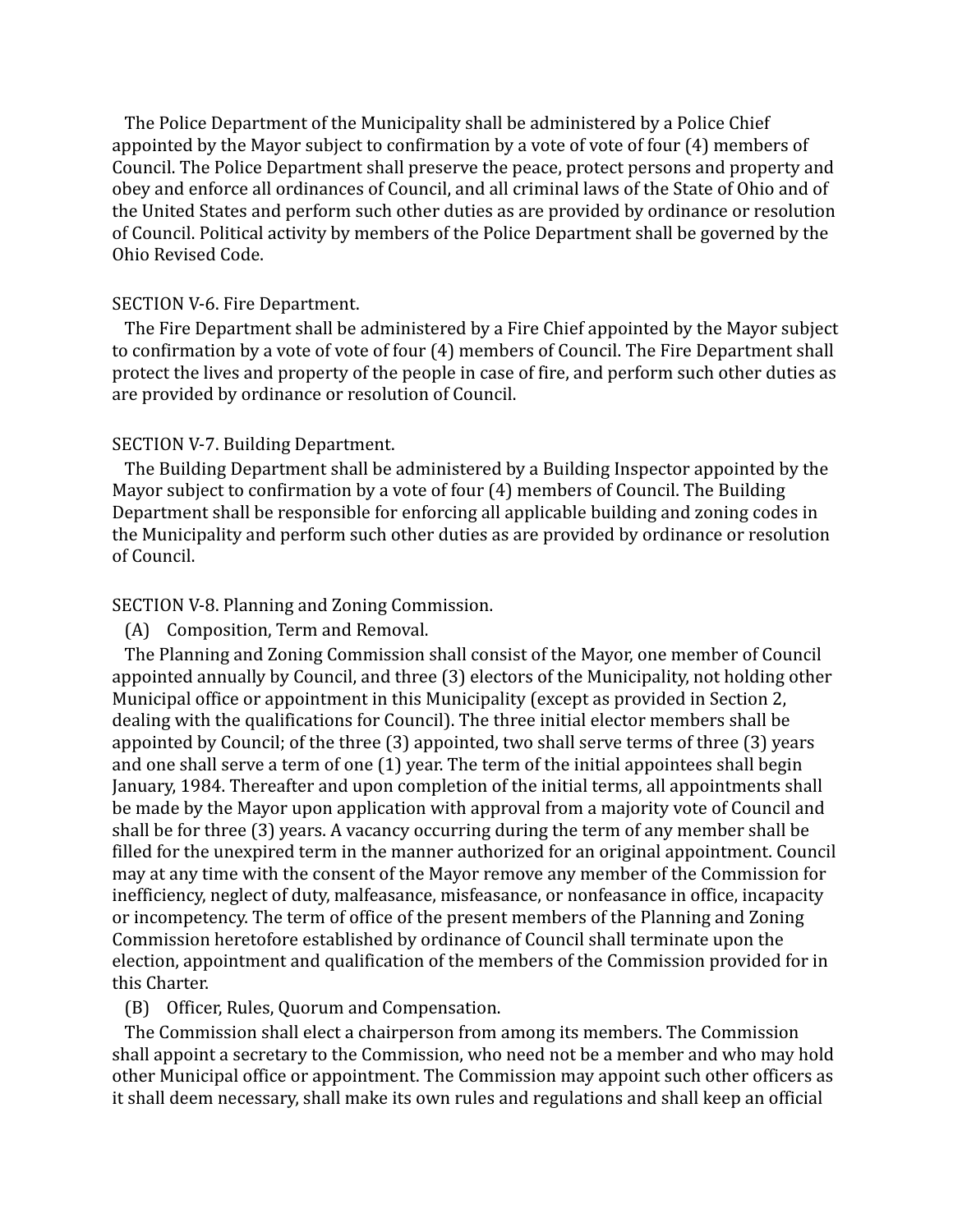The Police Department of the Municipality shall be administered by a Police Chief appointed by the Mayor subject to confirmation by a vote of vote of four (4) members of Council. The Police Department shall preserve the peace, protect persons and property and obey and enforce all ordinances of Council, and all criminal laws of the State of Ohio and of the United States and perform such other duties as are provided by ordinance or resolution of Council. Political activity by members of the Police Department shall be governed by the Ohio Revised Code.

SECTION V-6. Fire Department.

The Fire Department shall be administered by a Fire Chief appointed by the Mayor subject to confirmation by a vote of vote of four (4) members of Council. The Fire Department shall protect the lives and property of the people in case of fire, and perform such other duties as are provided by ordinance or resolution of Council.

SECTION V-7. Building Department.

The Building Department shall be administered by a Building Inspector appointed by the Mayor subject to confirmation by a vote of four (4) members of Council. The Building Department shall be responsible for enforcing all applicable building and zoning codes in the Municipality and perform such other duties as are provided by ordinance or resolution of Council.

SECTION V-8. Planning and Zoning Commission.

(A) Composition, Term and Removal.

The Planning and Zoning Commission shall consist of the Mayor, one member of Council appointed annually by Council, and three (3) electors of the Municipality, not holding other Municipal office or appointment in this Municipality (except as provided in Section 2, dealing with the qualifications for Council). The three initial elector members shall be appointed by Council; of the three (3) appointed, two shall serve terms of three (3) years and one shall serve a term of one (1) year. The term of the initial appointees shall begin January, 1984. Thereafter and upon completion of the initial terms, all appointments shall be made by the Mayor upon application with approval from a majority vote of Council and shall be for three (3) years. A vacancy occurring during the term of any member shall be filled for the unexpired term in the manner authorized for an original appointment. Council may at any time with the consent of the Mayor remove any member of the Commission for inefficiency, neglect of duty, malfeasance, misfeasance, or nonfeasance in office, incapacity or incompetency. The term of office of the present members of the Planning and Zoning Commission heretofore established by ordinance of Council shall terminate upon the election, appointment and qualification of the members of the Commission provided for in this Charter.

(B) Officer, Rules, Quorum and Compensation.

The Commission shall elect a chairperson from among its members. The Commission shall appoint a secretary to the Commission, who need not be a member and who may hold other Municipal office or appointment. The Commission may appoint such other officers as it shall deem necessary, shall make its own rules and regulations and shall keep an official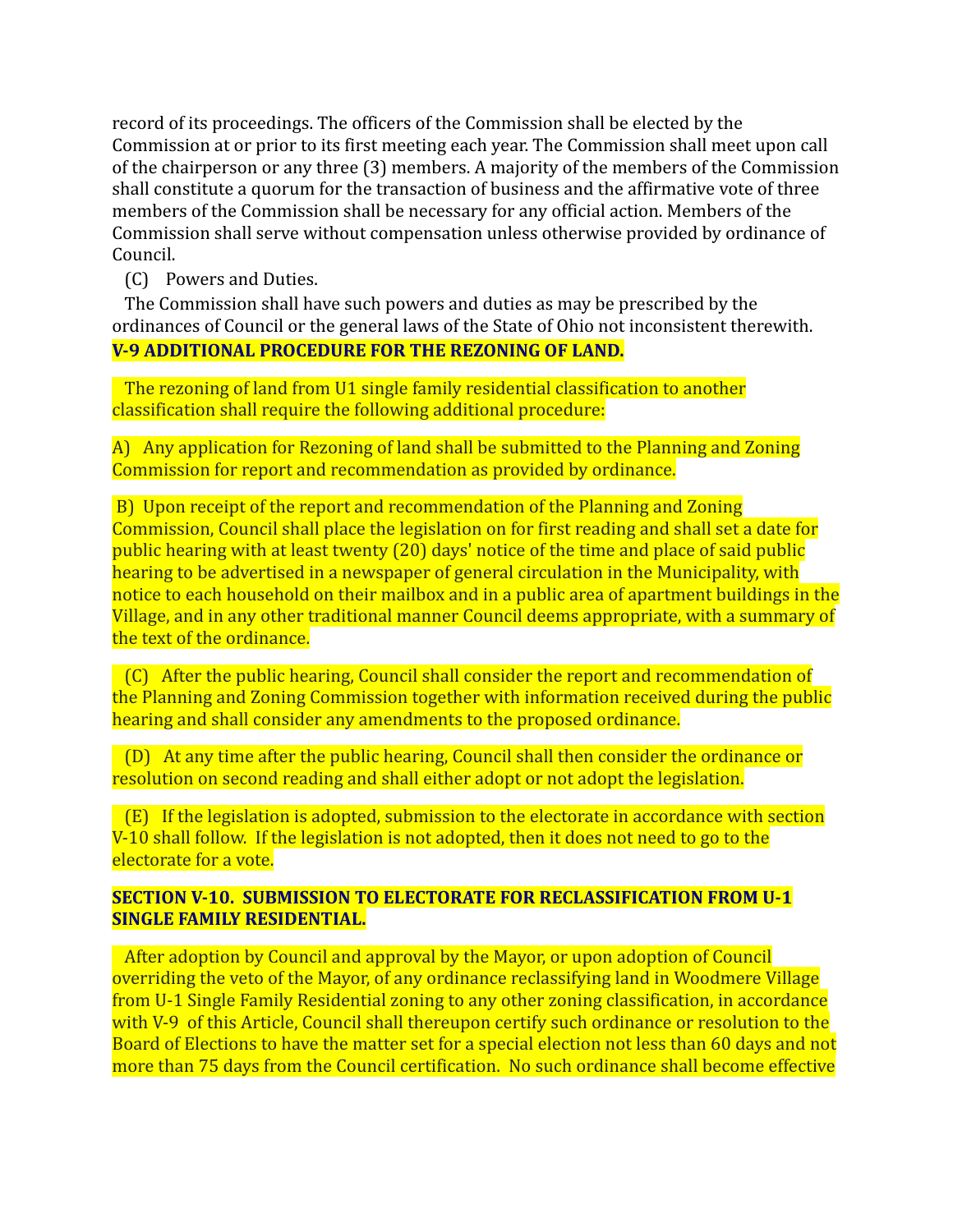record of its proceedings. The officers of the Commission shall be elected by the Commission at or prior to its first meeting each year. The Commission shall meet upon call of the chairperson or any three (3) members. A majority of the members of the Commission shall constitute a quorum for the transaction of business and the affirmative vote of three members of the Commission shall be necessary for any official action. Members of the Commission shall serve without compensation unless otherwise provided by ordinance of Council.

(C) Powers and Duties.

The Commission shall have such powers and duties as may be prescribed by the ordinances of Council or the general laws of the State of Ohio not inconsistent therewith.

**V-9 ADDITIONAL PROCEDURE FOR THE REZONING OF LAND.**

The rezoning of land from U1 single family residential classification to another classification shall require the following additional procedure:

A) Any application for Rezoning of land shall be submitted to the Planning and Zoning Commission for report and recommendation as provided by ordinance.

B) Upon receipt of the report and recommendation of the Planning and Zoning Commission, Council shall place the legislation on for first reading and shall set a date for public hearing with at least twenty (20) days' notice of the time and place of said public hearing to be advertised in a newspaper of general circulation in the Municipality, with notice to each household on their mailbox and in a public area of apartment buildings in the Village, and in any other traditional manner Council deems appropriate, with a summary of the text of the ordinance.

(C) After the public hearing, Council shall consider the report and recommendation of the Planning and Zoning Commission together with information received during the public hearing and shall consider any amendments to the proposed ordinance.

(D) At any time after the public hearing, Council shall then consider the ordinance or resolution on second reading and shall either adopt or not adopt the legislation.

(E) If the legislation is adopted, submission to the electorate in accordance with section V-10 shall follow. If the legislation is not adopted, then it does not need to go to the electorate for a vote.

**SECTION V-10. SUBMISSION TO ELECTORATE FOR RECLASSIFICATION FROM U-1 SINGLE FAMILY RESIDENTIAL.**

After adoption by Council and approval by the Mayor, or upon adoption of Council overriding the veto of the Mayor, of any ordinance reclassifying land in Woodmere Village from U-1 Single Family Residential zoning to any other zoning classification, in accordance with V-9 of this Article, Council shall thereupon certify such ordinance or resolution to the Board of Elections to have the matter set for a special election not less than 60 days and not more than 75 days from the Council certification. No such ordinance shall become effective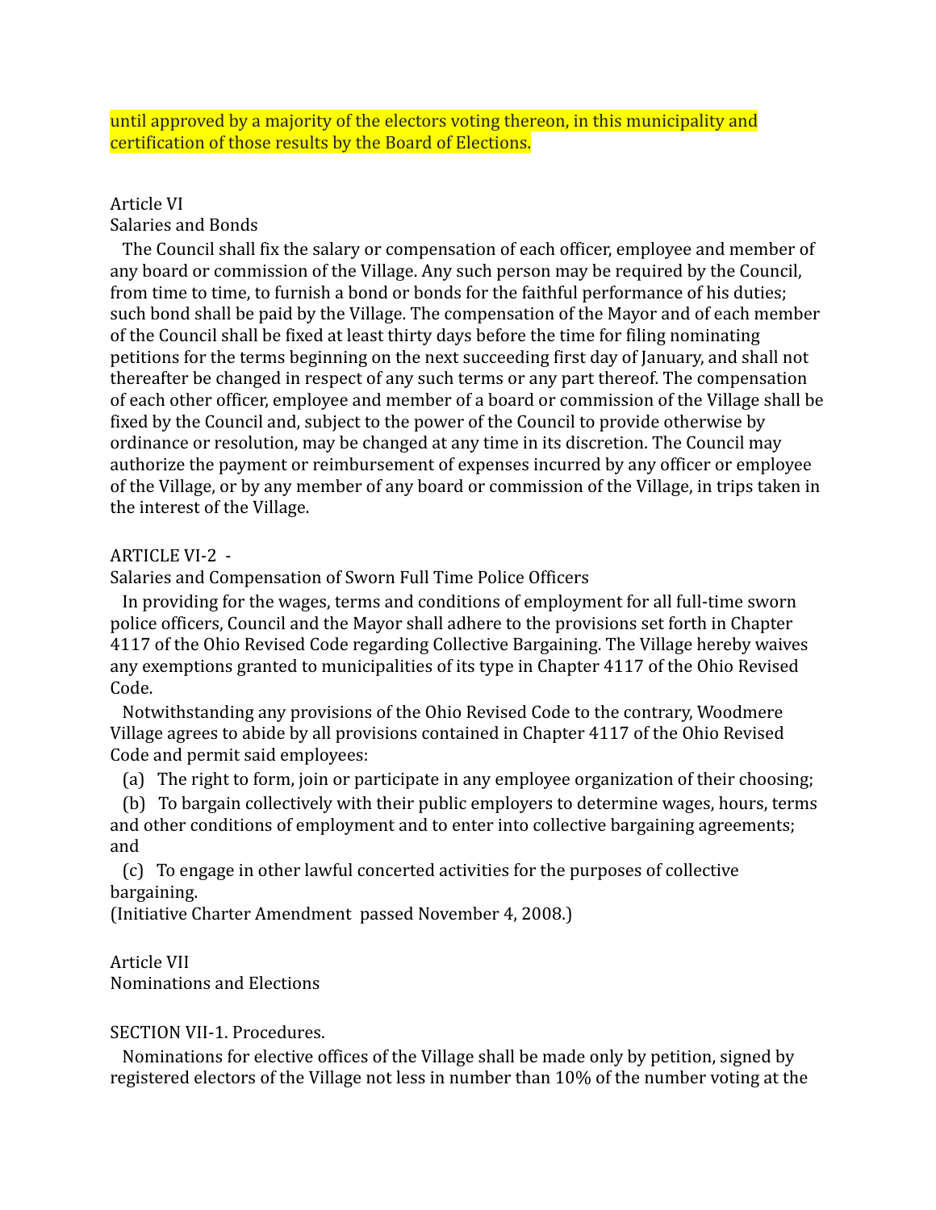until approved by a majority of the electors voting thereon, in this municipality and certification of those results by the Board of Elections.

Article VI
Salaries and Bonds

The Council shall fix the salary or compensation of each officer, employee and member of any board or commission of the Village. Any such person may be required by the Council, from time to time, to furnish a bond or bonds for the faithful performance of his duties; such bond shall be paid by the Village. The compensation of the Mayor and of each member of the Council shall be fixed at least thirty days before the time for filing nominating petitions for the terms beginning on the next succeeding first day of January, and shall not thereafter be changed in respect of any such terms or any part thereof. The compensation of each other officer, employee and member of a board or commission of the Village shall be fixed by the Council and, subject to the power of the Council to provide otherwise by ordinance or resolution, may be changed at any time in its discretion. The Council may authorize the payment or reimbursement of expenses incurred by any officer or employee of the Village, or by any member of any board or commission of the Village, in trips taken in the interest of the Village.

ARTICLE VI-2 -
Salaries and Compensation of Sworn Full Time Police Officers

In providing for the wages, terms and conditions of employment for all full-time sworn police officers, Council and the Mayor shall adhere to the provisions set forth in Chapter 4117 of the Ohio Revised Code regarding Collective Bargaining. The Village hereby waives any exemptions granted to municipalities of its type in Chapter 4117 of the Ohio Revised Code.

Notwithstanding any provisions of the Ohio Revised Code to the contrary, Woodmere Village agrees to abide by all provisions contained in Chapter 4117 of the Ohio Revised Code and permit said employees:

(a) The right to form, join or participate in any employee organization of their choosing;

(b) To bargain collectively with their public employers to determine wages, hours, terms and other conditions of employment and to enter into collective bargaining agreements; and

(c) To engage in other lawful concerted activities for the purposes of collective bargaining.

(Initiative Charter Amendment passed November 4, 2008.)

Article VII
Nominations and Elections

SECTION VII-1. Procedures.

Nominations for elective offices of the Village shall be made only by petition, signed by registered electors of the Village not less in number than 10% of the number voting at the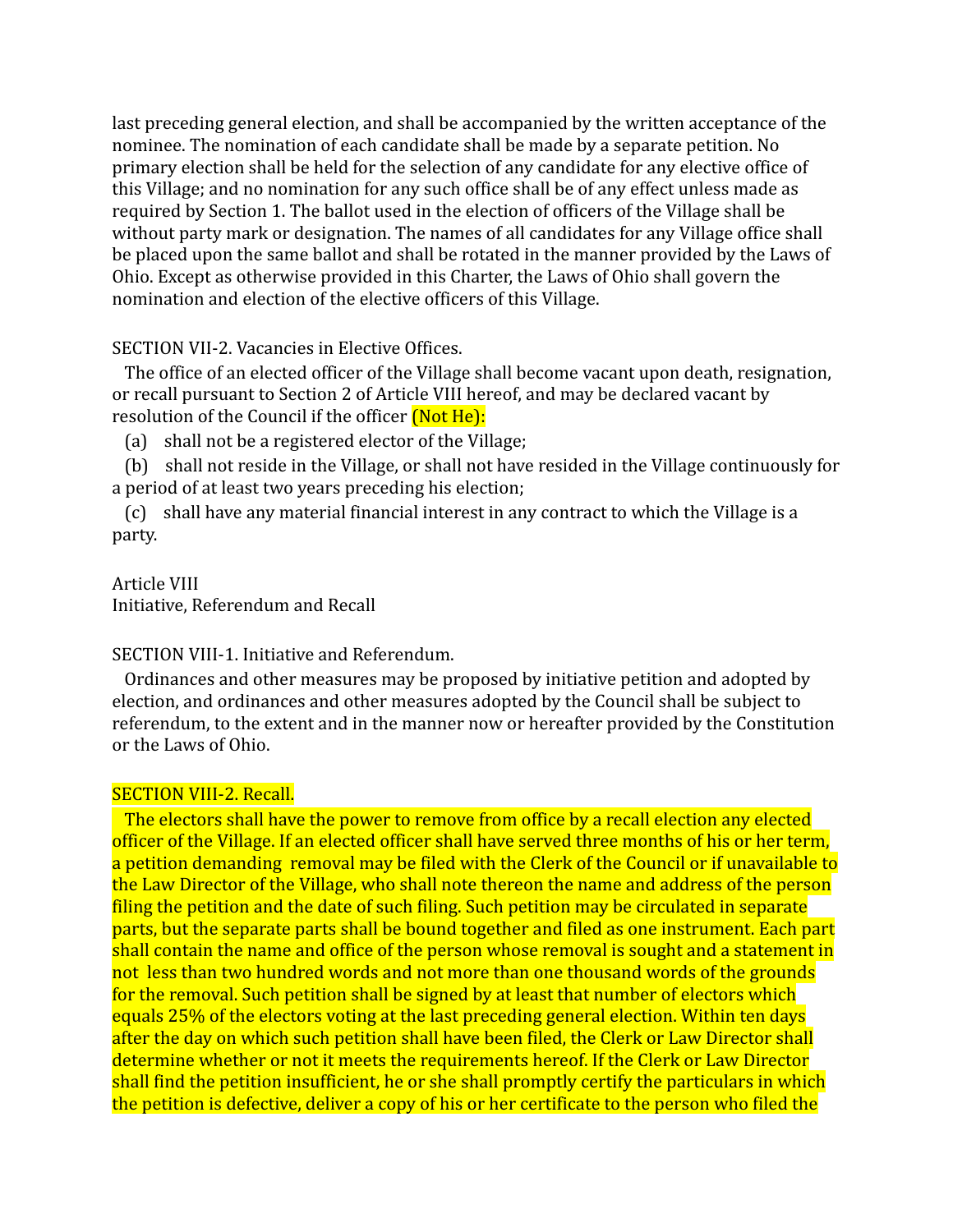last preceding general election, and shall be accompanied by the written acceptance of the nominee. The nomination of each candidate shall be made by a separate petition. No primary election shall be held for the selection of any candidate for any elective office of this Village; and no nomination for any such office shall be of any effect unless made as required by Section 1. The ballot used in the election of officers of the Village shall be without party mark or designation. The names of all candidates for any Village office shall be placed upon the same ballot and shall be rotated in the manner provided by the Laws of Ohio. Except as otherwise provided in this Charter, the Laws of Ohio shall govern the nomination and election of the elective officers of this Village.

SECTION VII-2. Vacancies in Elective Offices.

The office of an elected officer of the Village shall become vacant upon death, resignation, or recall pursuant to Section 2 of Article VIII hereof, and may be declared vacant by resolution of the Council if the officer (Not He):

(a) shall not be a registered elector of the Village;

(b) shall not reside in the Village, or shall not have resided in the Village continuously for a period of at least two years preceding his election;

(c) shall have any material financial interest in any contract to which the Village is a party.

Article VIII
Initiative, Referendum and Recall

SECTION VIII-1. Initiative and Referendum.

Ordinances and other measures may be proposed by initiative petition and adopted by election, and ordinances and other measures adopted by the Council shall be subject to referendum, to the extent and in the manner now or hereafter provided by the Constitution or the Laws of Ohio.

SECTION VIII-2. Recall.

The electors shall have the power to remove from office by a recall election any elected officer of the Village. If an elected officer shall have served three months of his or her term, a petition demanding removal may be filed with the Clerk of the Council or if unavailable to the Law Director of the Village, who shall note thereon the name and address of the person filing the petition and the date of such filing. Such petition may be circulated in separate parts, but the separate parts shall be bound together and filed as one instrument. Each part shall contain the name and office of the person whose removal is sought and a statement in not less than two hundred words and not more than one thousand words of the grounds for the removal. Such petition shall be signed by at least that number of electors which equals 25% of the electors voting at the last preceding general election. Within ten days after the day on which such petition shall have been filed, the Clerk or Law Director shall determine whether or not it meets the requirements hereof. If the Clerk or Law Director shall find the petition insufficient, he or she shall promptly certify the particulars in which the petition is defective, deliver a copy of his or her certificate to the person who filed the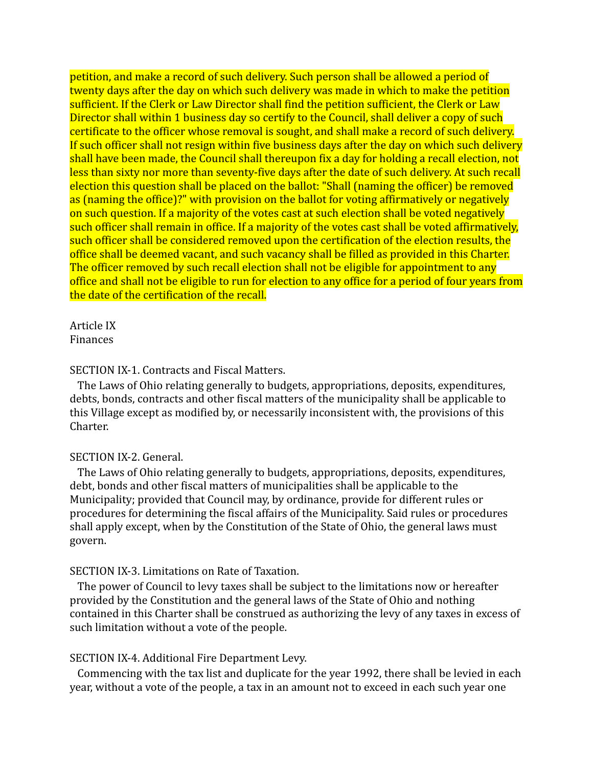petition, and make a record of such delivery. Such person shall be allowed a period of twenty days after the day on which such delivery was made in which to make the petition sufficient. If the Clerk or Law Director shall find the petition sufficient, the Clerk or Law Director shall within 1 business day so certify to the Council, shall deliver a copy of such certificate to the officer whose removal is sought, and shall make a record of such delivery. If such officer shall not resign within five business days after the day on which such delivery shall have been made, the Council shall thereupon fix a day for holding a recall election, not less than sixty nor more than seventy-five days after the date of such delivery. At such recall election this question shall be placed on the ballot: "Shall (naming the officer) be removed as (naming the office)?" with provision on the ballot for voting affirmatively or negatively on such question. If a majority of the votes cast at such election shall be voted negatively such officer shall remain in office. If a majority of the votes cast shall be voted affirmatively, such officer shall be considered removed upon the certification of the election results, the office shall be deemed vacant, and such vacancy shall be filled as provided in this Charter. The officer removed by such recall election shall not be eligible for appointment to any office and shall not be eligible to run for election to any office for a period of four years from the date of the certification of the recall.

## Article IX
## Finances

### SECTION IX-1. Contracts and Fiscal Matters.

The Laws of Ohio relating generally to budgets, appropriations, deposits, expenditures, debts, bonds, contracts and other fiscal matters of the municipality shall be applicable to this Village except as modified by, or necessarily inconsistent with, the provisions of this Charter.

### SECTION IX-2. General.

The Laws of Ohio relating generally to budgets, appropriations, deposits, expenditures, debt, bonds and other fiscal matters of municipalities shall be applicable to the Municipality; provided that Council may, by ordinance, provide for different rules or procedures for determining the fiscal affairs of the Municipality. Said rules or procedures shall apply except, when by the Constitution of the State of Ohio, the general laws must govern.

### SECTION IX-3. Limitations on Rate of Taxation.

The power of Council to levy taxes shall be subject to the limitations now or hereafter provided by the Constitution and the general laws of the State of Ohio and nothing contained in this Charter shall be construed as authorizing the levy of any taxes in excess of such limitation without a vote of the people.

### SECTION IX-4. Additional Fire Department Levy.

Commencing with the tax list and duplicate for the year 1992, there shall be levied in each year, without a vote of the people, a tax in an amount not to exceed in each such year one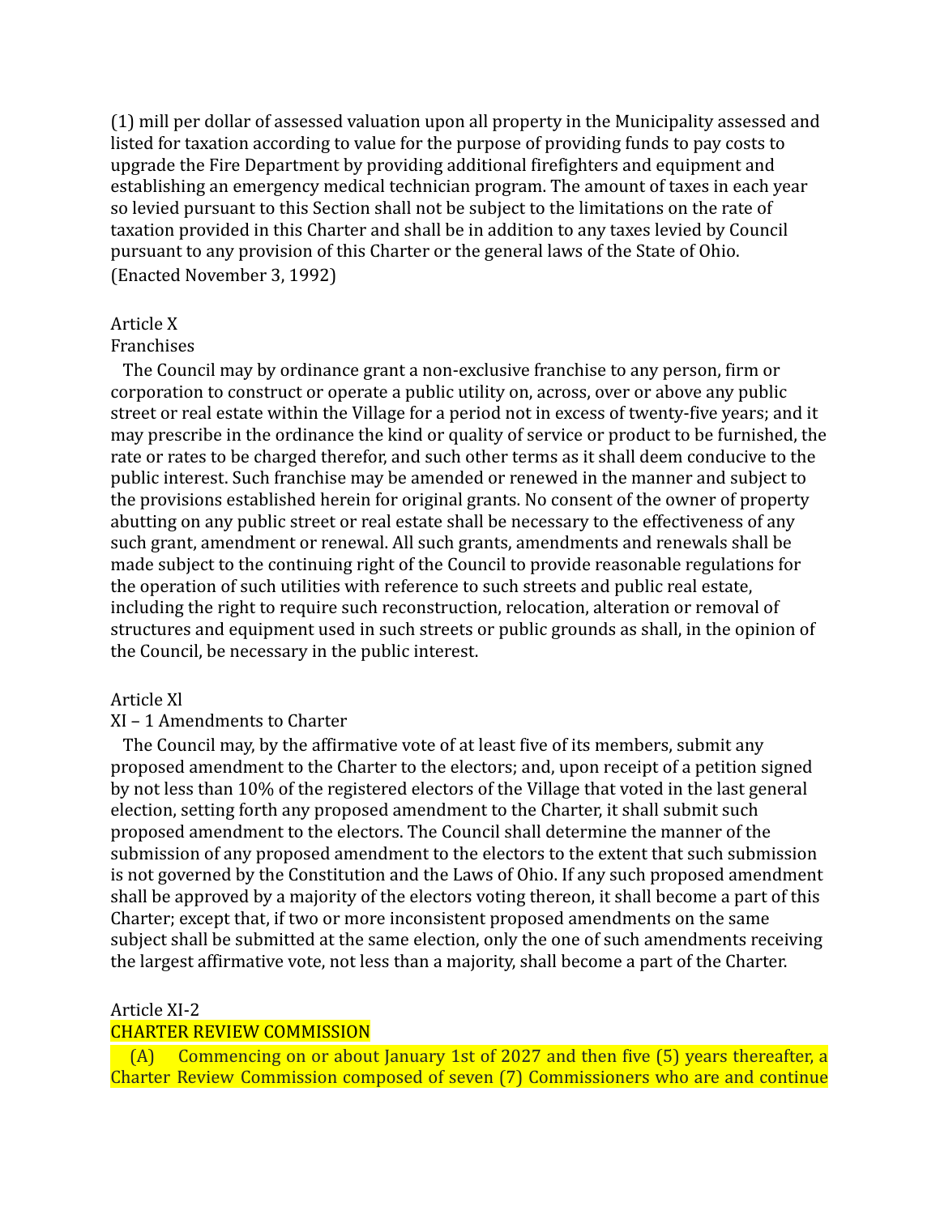(1) mill per dollar of assessed valuation upon all property in the Municipality assessed and listed for taxation according to value for the purpose of providing funds to pay costs to upgrade the Fire Department by providing additional firefighters and equipment and establishing an emergency medical technician program. The amount of taxes in each year so levied pursuant to this Section shall not be subject to the limitations on the rate of taxation provided in this Charter and shall be in addition to any taxes levied by Council pursuant to any provision of this Charter or the general laws of the State of Ohio.
(Enacted November 3, 1992)

## Article X
## Franchises

The Council may by ordinance grant a non-exclusive franchise to any person, firm or corporation to construct or operate a public utility on, across, over or above any public street or real estate within the Village for a period not in excess of twenty-five years; and it may prescribe in the ordinance the kind or quality of service or product to be furnished, the rate or rates to be charged therefor, and such other terms as it shall deem conducive to the public interest. Such franchise may be amended or renewed in the manner and subject to the provisions established herein for original grants. No consent of the owner of property abutting on any public street or real estate shall be necessary to the effectiveness of any such grant, amendment or renewal. All such grants, amendments and renewals shall be made subject to the continuing right of the Council to provide reasonable regulations for the operation of such utilities with reference to such streets and public real estate, including the right to require such reconstruction, relocation, alteration or removal of structures and equipment used in such streets or public grounds as shall, in the opinion of the Council, be necessary in the public interest.

## Article Xl
## XI – 1 Amendments to Charter

The Council may, by the affirmative vote of at least five of its members, submit any proposed amendment to the Charter to the electors; and, upon receipt of a petition signed by not less than 10% of the registered electors of the Village that voted in the last general election, setting forth any proposed amendment to the Charter, it shall submit such proposed amendment to the electors. The Council shall determine the manner of the submission of any proposed amendment to the electors to the extent that such submission is not governed by the Constitution and the Laws of Ohio. If any such proposed amendment shall be approved by a majority of the electors voting thereon, it shall become a part of this Charter; except that, if two or more inconsistent proposed amendments on the same subject shall be submitted at the same election, only the one of such amendments receiving the largest affirmative vote, not less than a majority, shall become a part of the Charter.

## Article XI-2
## CHARTER REVIEW COMMISSION

(A) Commencing on or about January 1st of 2027 and then five (5) years thereafter, a Charter Review Commission composed of seven (7) Commissioners who are and continue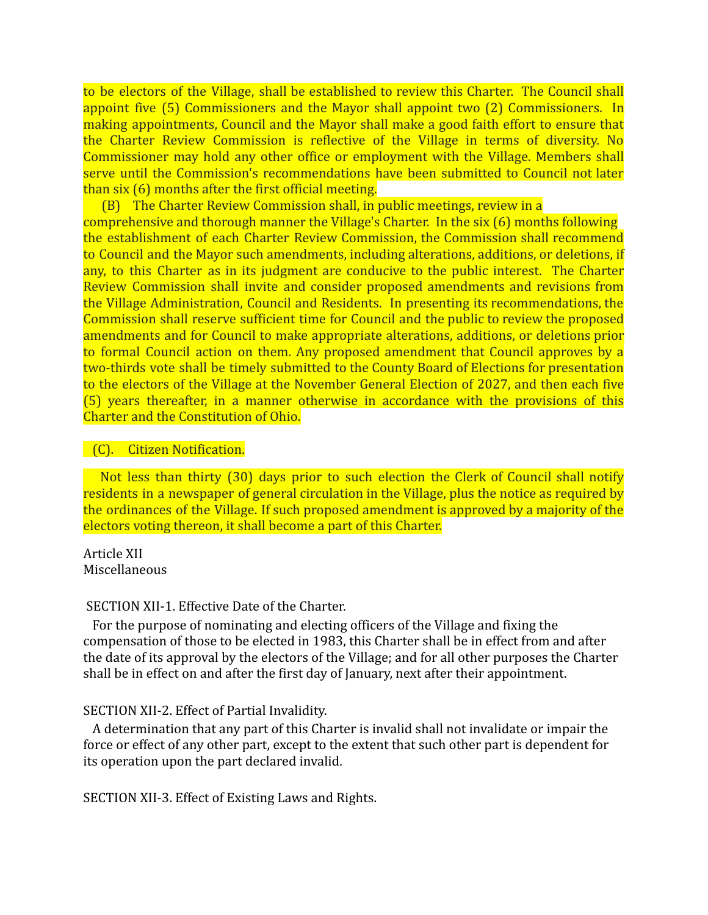to be electors of the Village, shall be established to review this Charter. The Council shall appoint five (5) Commissioners and the Mayor shall appoint two (2) Commissioners. In making appointments, Council and the Mayor shall make a good faith effort to ensure that the Charter Review Commission is reflective of the Village in terms of diversity. No Commissioner may hold any other office or employment with the Village. Members shall serve until the Commission's recommendations have been submitted to Council not later than six (6) months after the first official meeting.

(B) The Charter Review Commission shall, in public meetings, review in a comprehensive and thorough manner the Village's Charter. In the six (6) months following the establishment of each Charter Review Commission, the Commission shall recommend to Council and the Mayor such amendments, including alterations, additions, or deletions, if any, to this Charter as in its judgment are conducive to the public interest. The Charter Review Commission shall invite and consider proposed amendments and revisions from the Village Administration, Council and Residents. In presenting its recommendations, the Commission shall reserve sufficient time for Council and the public to review the proposed amendments and for Council to make appropriate alterations, additions, or deletions prior to formal Council action on them. Any proposed amendment that Council approves by a two-thirds vote shall be timely submitted to the County Board of Elections for presentation to the electors of the Village at the November General Election of 2027, and then each five (5) years thereafter, in a manner otherwise in accordance with the provisions of this Charter and the Constitution of Ohio.

(C). Citizen Notification.

Not less than thirty (30) days prior to such election the Clerk of Council shall notify residents in a newspaper of general circulation in the Village, plus the notice as required by the ordinances of the Village. If such proposed amendment is approved by a majority of the electors voting thereon, it shall become a part of this Charter.

Article XII
Miscellaneous

SECTION XII-1. Effective Date of the Charter.

For the purpose of nominating and electing officers of the Village and fixing the compensation of those to be elected in 1983, this Charter shall be in effect from and after the date of its approval by the electors of the Village; and for all other purposes the Charter shall be in effect on and after the first day of January, next after their appointment.

SECTION XII-2. Effect of Partial Invalidity.

A determination that any part of this Charter is invalid shall not invalidate or impair the force or effect of any other part, except to the extent that such other part is dependent for its operation upon the part declared invalid.

SECTION XII-3. Effect of Existing Laws and Rights.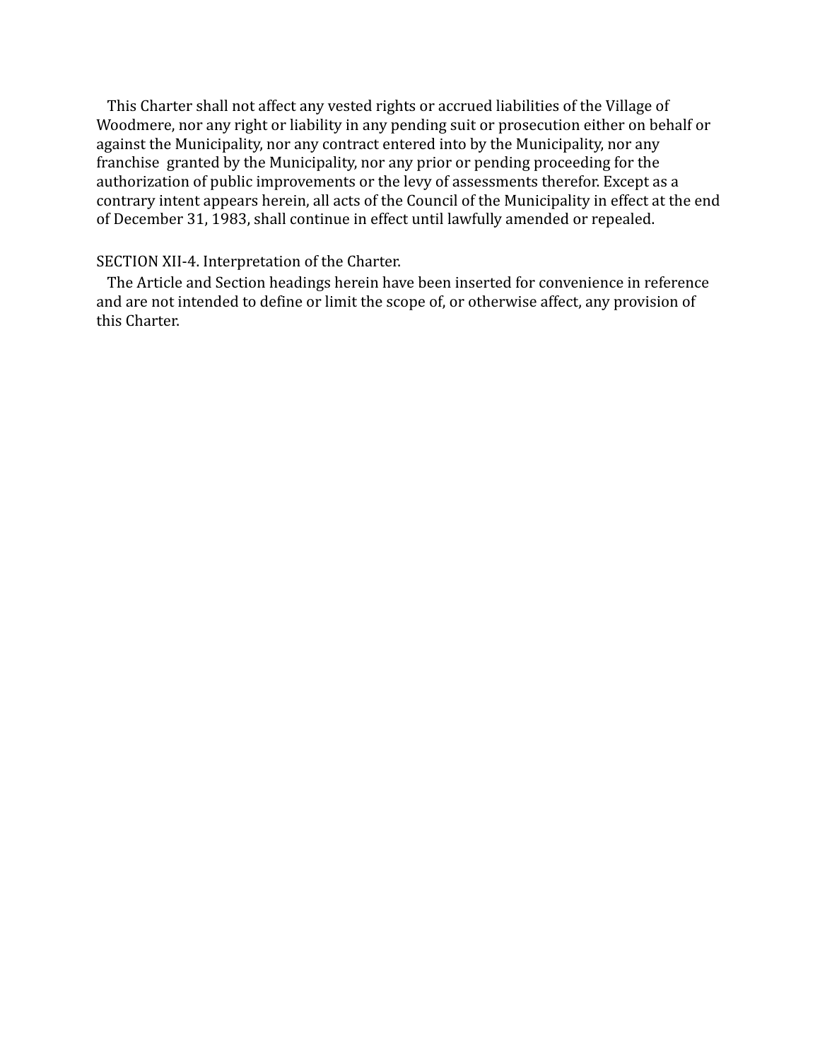This Charter shall not affect any vested rights or accrued liabilities of the Village of Woodmere, nor any right or liability in any pending suit or prosecution either on behalf or against the Municipality, nor any contract entered into by the Municipality, nor any franchise granted by the Municipality, nor any prior or pending proceeding for the authorization of public improvements or the levy of assessments therefor. Except as a contrary intent appears herein, all acts of the Council of the Municipality in effect at the end of December 31, 1983, shall continue in effect until lawfully amended or repealed.

SECTION XII-4. Interpretation of the Charter.

The Article and Section headings herein have been inserted for convenience in reference and are not intended to define or limit the scope of, or otherwise affect, any provision of this Charter.